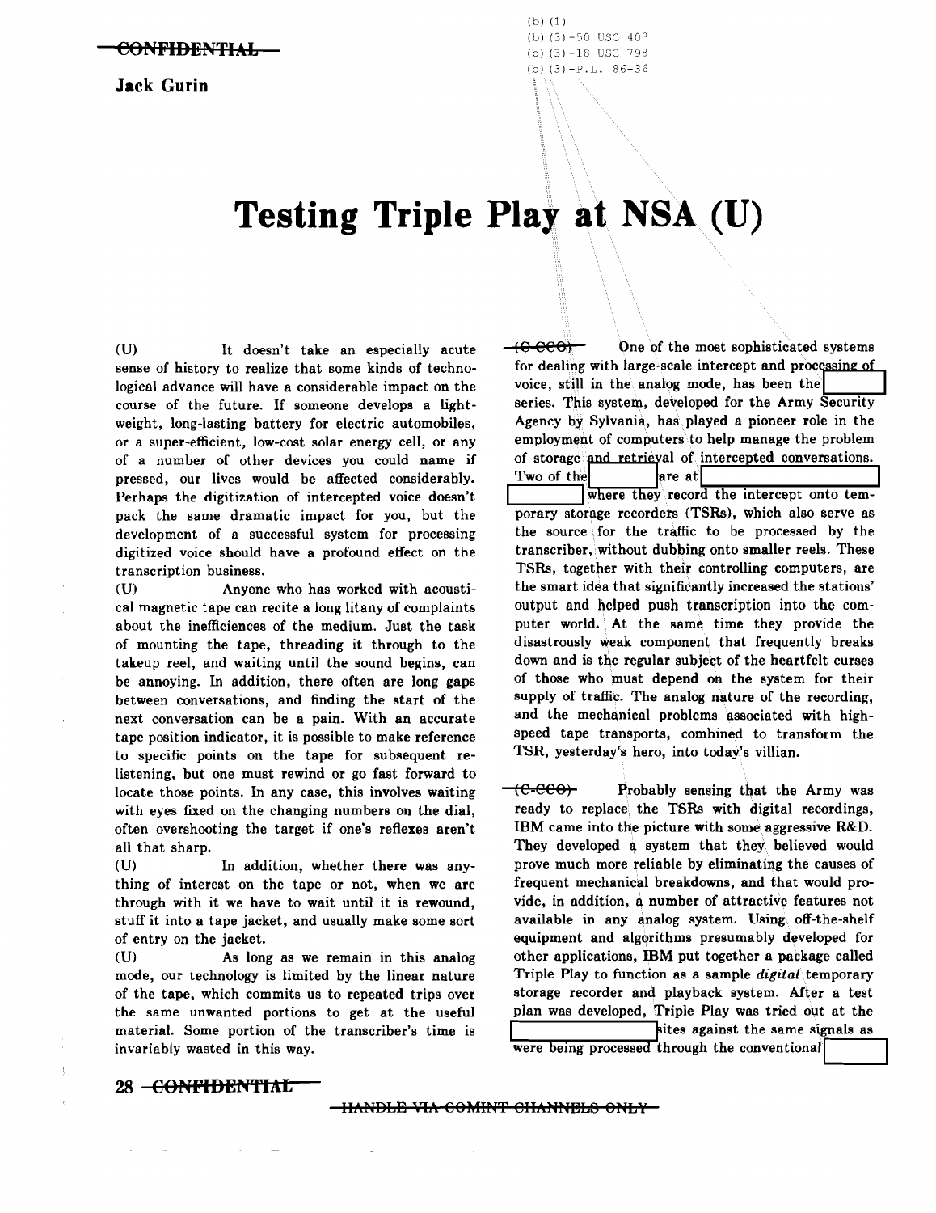CONFIDENTIAL

**Jack Gurin**

(b) (1)
(b) (3)-50 USC 403
(b) (3)-18 USC 798
(b) (3)-P.L. 86-36

# Testing Triple Play at NSA (U)

(U) It doesn't take an especially acute sense of history to realize that some kinds of technological advance will have a considerable impact on the course of the future. If someone develops a lightweight, long-lasting battery for electric automobiles, or a super-efficient, low-cost solar energy cell, or any of a number of other devices you could name if pressed, our lives would be affected considerably. Perhaps the digitization of intercepted voice doesn't pack the same dramatic impact for you, but the development of a successful system for processing digitized voice should have a profound effect on the transcription business.

(U) Anyone who has worked with acoustical magnetic tape can recite a long litany of complaints about the inefficiences of the medium. Just the task of mounting the tape, threading it through to the takeup reel, and waiting until the sound begins, can be annoying. In addition, there often are long gaps between conversations, and finding the start of the next conversation can be a pain. With an accurate tape position indicator, it is possible to make reference to specific points on the tape for subsequent relistening, but one must rewind or go fast forward to locate those points. In any case, this involves waiting with eyes fixed on the changing numbers on the dial, often overshooting the target if one's reflexes aren't all that sharp.

(U) In addition, whether there was anything of interest on the tape or not, when we are through with it we have to wait until it is rewound, stuff it into a tape jacket, and usually make some sort of entry on the jacket.

(U) As long as we remain in this analog mode, our technology is limited by the linear nature of the tape, which commits us to repeated trips over the same unwanted portions to get at the useful material. Some portion of the transcriber's time is invariably wasted in this way.

~~(C-CCO)~~ One of the most sophisticated systems for dealing with large-scale intercept and processing of voice, still in the analog mode, has been the [REDACTED] series. This system, developed for the Army Security Agency by Sylvania, has played a pioneer role in the employment of computers to help manage the problem of storage and retrieval of intercepted conversations. Two of the [REDACTED] are at [REDACTED] where they record the intercept onto temporary storage recorders (TSRs), which also serve as the source for the traffic to be processed by the transcriber, without dubbing onto smaller reels. These TSRs, together with their controlling computers, are the smart idea that significantly increased the stations' output and helped push transcription into the computer world. At the same time they provide the disastrously weak component that frequently breaks down and is the regular subject of the heartfelt curses of those who must depend on the system for their supply of traffic. The analog nature of the recording, and the mechanical problems associated with high-speed tape transports, combined to transform the TSR, yesterday's hero, into today's villian.

~~(C-CCO)~~ Probably sensing that the Army was ready to replace the TSRs with digital recordings, IBM came into the picture with some aggressive R&D. They developed a system that they believed would prove much more reliable by eliminating the causes of frequent mechanical breakdowns, and that would provide, in addition, a number of attractive features not available in any analog system. Using off-the-shelf equipment and algorithms presumably developed for other applications, IBM put together a package called Triple Play to function as a sample *digital* temporary storage recorder and playback system. After a test plan was developed, Triple Play was tried out at the [REDACTED] sites against the same signals as were being processed through the conventional [REDACTED]

CONFIDENTIAL

HANDLE VIA COMINT CHANNELS ONLY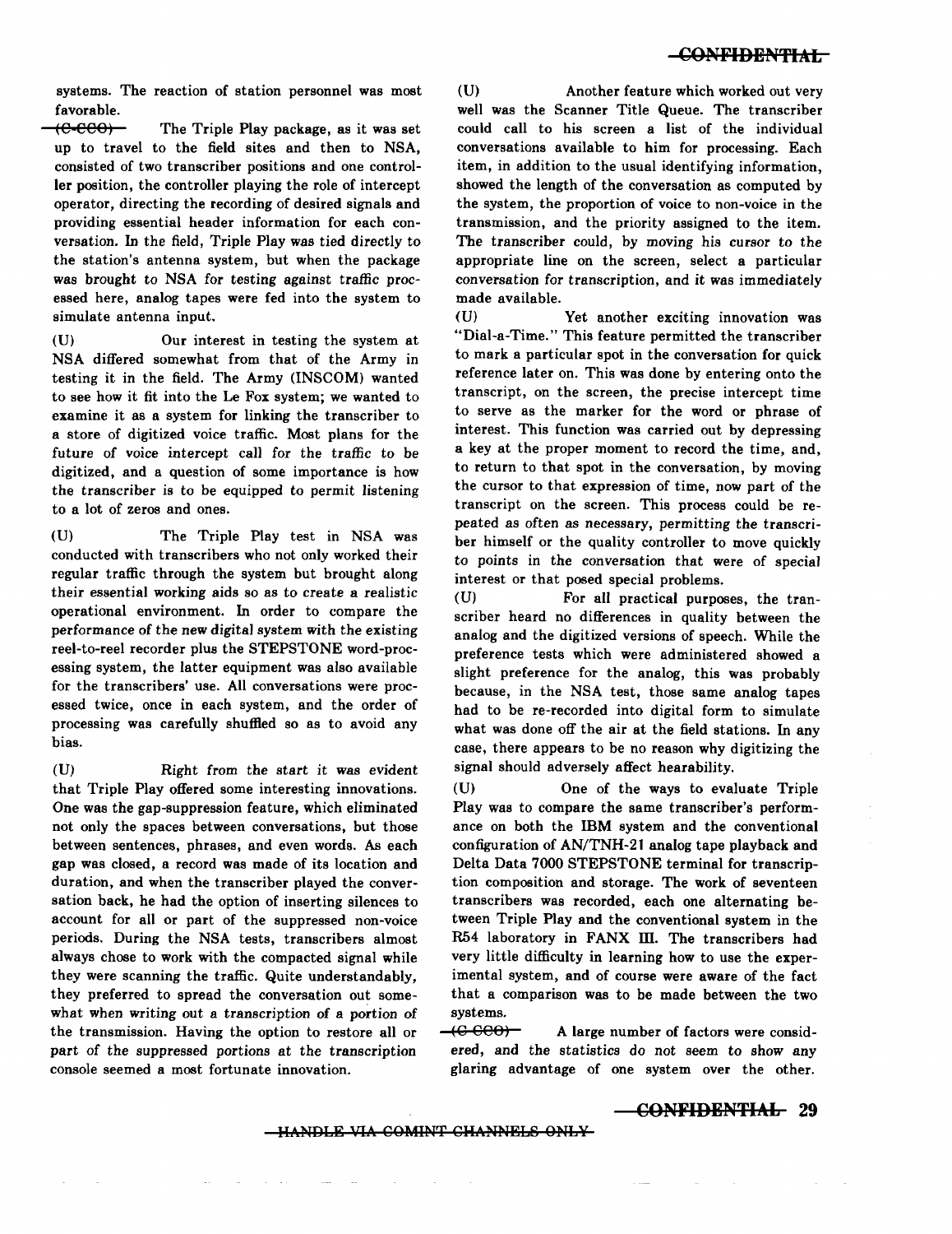systems. The reaction of station personnel was most favorable.

~~(C-CCO)~~ The Triple Play package, as it was set up to travel to the field sites and then to NSA, consisted of two transcriber positions and one controller position, the controller playing the role of intercept operator, directing the recording of desired signals and providing essential header information for each conversation. In the field, Triple Play was tied directly to the station's antenna system, but when the package was brought to NSA for testing against traffic processed here, analog tapes were fed into the system to simulate antenna input.

(U) Our interest in testing the system at NSA differed somewhat from that of the Army in testing it in the field. The Army (INSCOM) wanted to see how it fit into the Le Fox system; we wanted to examine it as a system for linking the transcriber to a store of digitized voice traffic. Most plans for the future of voice intercept call for the traffic to be digitized, and a question of some importance is how the transcriber is to be equipped to permit listening to a lot of zeros and ones.

(U) The Triple Play test in NSA was conducted with transcribers who not only worked their regular traffic through the system but brought along their essential working aids so as to create a realistic operational environment. In order to compare the performance of the new digital system with the existing reel-to-reel recorder plus the STEPSTONE word-processing system, the latter equipment was also available for the transcribers' use. All conversations were processed twice, once in each system, and the order of processing was carefully shuffled so as to avoid any bias.

(U) Right from the start it was evident that Triple Play offered some interesting innovations. One was the gap-suppression feature, which eliminated not only the spaces between conversations, but those between sentences, phrases, and even words. As each gap was closed, a record was made of its location and duration, and when the transcriber played the conversation back, he had the option of inserting silences to account for all or part of the suppressed non-voice periods. During the NSA tests, transcribers almost always chose to work with the compacted signal while they were scanning the traffic. Quite understandably, they preferred to spread the conversation out somewhat when writing out a transcription of a portion of the transmission. Having the option to restore all or part of the suppressed portions at the transcription console seemed a most fortunate innovation.

(U) Another feature which worked out very well was the Scanner Title Queue. The transcriber could call to his screen a list of the individual conversations available to him for processing. Each item, in addition to the usual identifying information, showed the length of the conversation as computed by the system, the proportion of voice to non-voice in the transmission, and the priority assigned to the item. The transcriber could, by moving his cursor to the appropriate line on the screen, select a particular conversation for transcription, and it was immediately made available.

(U) Yet another exciting innovation was "Dial-a-Time." This feature permitted the transcriber to mark a particular spot in the conversation for quick reference later on. This was done by entering onto the transcript, on the screen, the precise intercept time to serve as the marker for the word or phrase of interest. This function was carried out by depressing a key at the proper moment to record the time, and, to return to that spot in the conversation, by moving the cursor to that expression of time, now part of the transcript on the screen. This process could be repeated as often as necessary, permitting the transcriber himself or the quality controller to move quickly to points in the conversation that were of special interest or that posed special problems.

(U) For all practical purposes, the transcriber heard no differences in quality between the analog and the digitized versions of speech. While the preference tests which were administered showed a slight preference for the analog, this was probably because, in the NSA test, those same analog tapes had to be re-recorded into digital form to simulate what was done off the air at the field stations. In any case, there appears to be no reason why digitizing the signal should adversely affect hearability.

(U) One of the ways to evaluate Triple Play was to compare the same transcriber's performance on both the IBM system and the conventional configuration of AN/TNH-21 analog tape playback and Delta Data 7000 STEPSTONE terminal for transcription composition and storage. The work of seventeen transcribers was recorded, each one alternating between Triple Play and the conventional system in the R54 laboratory in FANX III. The transcribers had very little difficulty in learning how to use the experimental system, and of course were aware of the fact that a comparison was to be made between the two systems.

~~(C-CCO)~~ A large number of factors were considered, and the statistics do not seem to show any glaring advantage of one system over the other.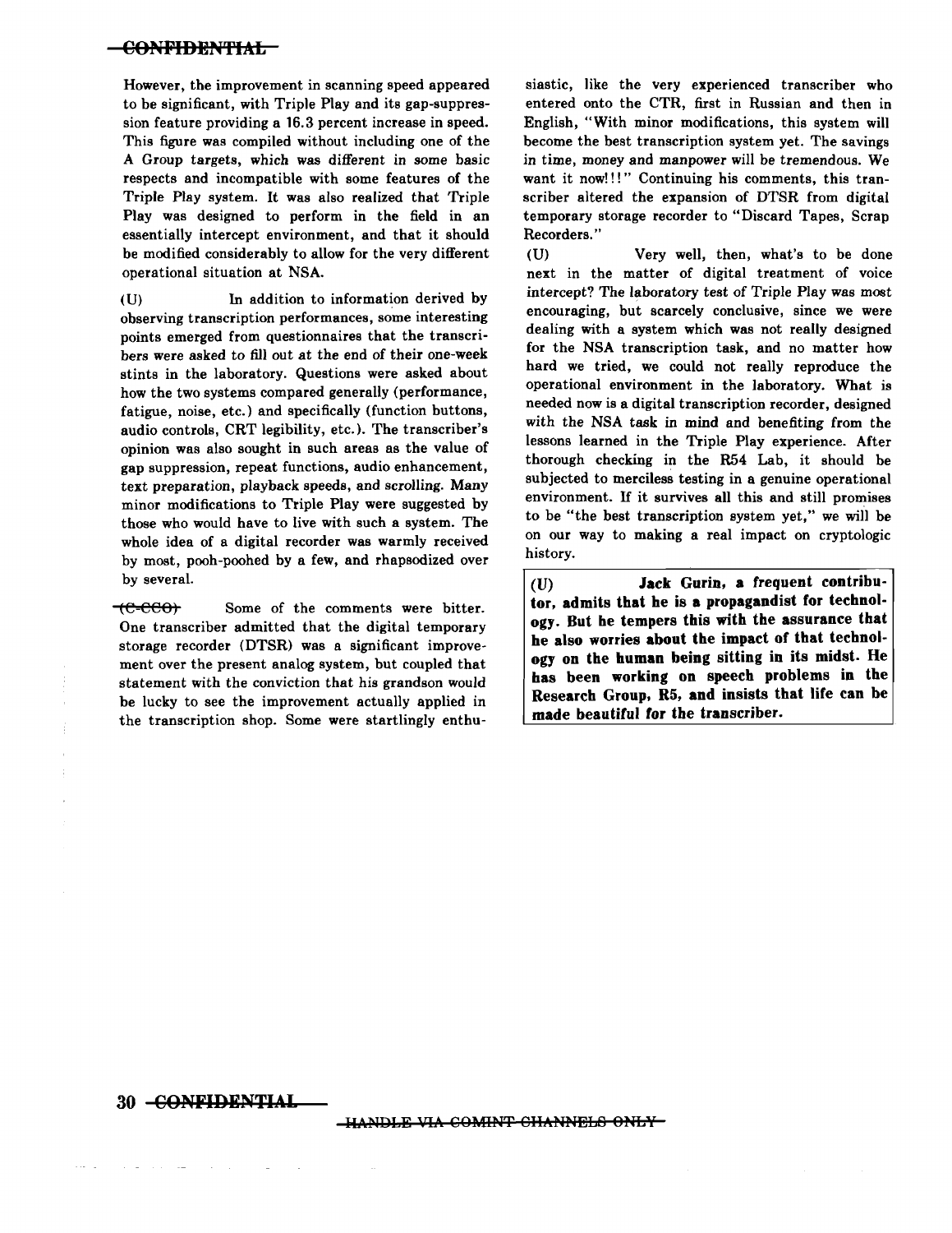However, the improvement in scanning speed appeared to be significant, with Triple Play and its gap-suppression feature providing a 16.3 percent increase in speed. This figure was compiled without including one of the A Group targets, which was different in some basic respects and incompatible with some features of the Triple Play system. It was also realized that Triple Play was designed to perform in the field in an essentially intercept environment, and that it should be modified considerably to allow for the very different operational situation at NSA.

(U) In addition to information derived by observing transcription performances, some interesting points emerged from questionnaires that the transcribers were asked to fill out at the end of their one-week stints in the laboratory. Questions were asked about how the two systems compared generally (performance, fatigue, noise, etc.) and specifically (function buttons, audio controls, CRT legibility, etc.). The transcriber's opinion was also sought in such areas as the value of gap suppression, repeat functions, audio enhancement, text preparation, playback speeds, and scrolling. Many minor modifications to Triple Play were suggested by those who would have to live with such a system. The whole idea of a digital recorder was warmly received by most, pooh-poohed by a few, and rhapsodized over by several.

~~(C-CCO)~~ Some of the comments were bitter. One transcriber admitted that the digital temporary storage recorder (DTSR) was a significant improvement over the present analog system, but coupled that statement with the conviction that his grandson would be lucky to see the improvement actually applied in the transcription shop. Some were startlingly enthusiastic, like the very experienced transcriber who entered onto the CTR, first in Russian and then in English, "With minor modifications, this system will become the best transcription system yet. The savings in time, money and manpower will be tremendous. We want it now!!!" Continuing his comments, this transcriber altered the expansion of DTSR from digital temporary storage recorder to "Discard Tapes, Scrap Recorders."

(U) Very well, then, what's to be done next in the matter of digital treatment of voice intercept? The laboratory test of Triple Play was most encouraging, but scarcely conclusive, since we were dealing with a system which was not really designed for the NSA transcription task, and no matter how hard we tried, we could not really reproduce the operational environment in the laboratory. What is needed now is a digital transcription recorder, designed with the NSA task in mind and benefiting from the lessons learned in the Triple Play experience. After thorough checking in the R54 Lab, it should be subjected to merciless testing in a genuine operational environment. If it survives all this and still promises to be "the best transcription system yet," we will be on our way to making a real impact on cryptologic history.

(U) **Jack Gurin, a frequent contributor, admits that he is a propagandist for technology. But he tempers this with the assurance that he also worries about the impact of that technology on the human being sitting in its midst. He has been working on speech problems in the Research Group, R5, and insists that life can be made beautiful for the transcriber.**